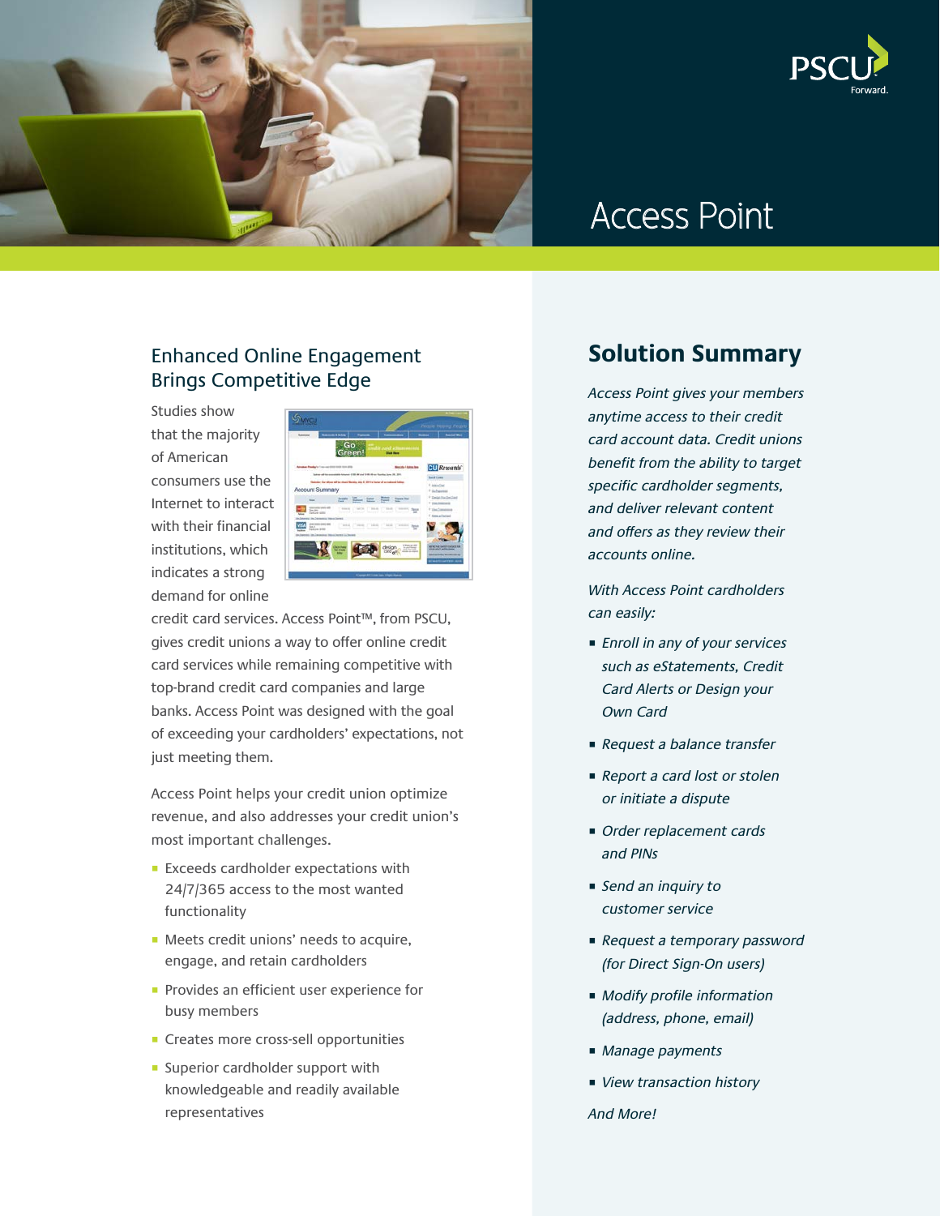PSCU Forward.

# Access Point

## Enhanced Online Engagement Brings Competitive Edge

Studies show that the majority of American consumers use the Internet to interact with their financial institutions, which indicates a strong demand for online credit card services. Access Point™, from PSCU, gives credit unions a way to offer online credit card services while remaining competitive with top-brand credit card companies and large banks. Access Point was designed with the goal of exceeding your cardholders' expectations, not just meeting them.

Access Point helps your credit union optimize revenue, and also addresses your credit union's most important challenges.

- Exceeds cardholder expectations with 24/7/365 access to the most wanted functionality
- Meets credit unions' needs to acquire, engage, and retain cardholders
- Provides an efficient user experience for busy members
- Creates more cross-sell opportunities
- Superior cardholder support with knowledgeable and readily available representatives

## Solution Summary

*Access Point gives your members anytime access to their credit card account data. Credit unions benefit from the ability to target specific cardholder segments, and deliver relevant content and offers as they review their accounts online.*

*With Access Point cardholders can easily:*

- *Enroll in any of your services such as eStatements, Credit Card Alerts or Design your Own Card*
- *Request a balance transfer*
- *Report a card lost or stolen or initiate a dispute*
- *Order replacement cards and PINs*
- *Send an inquiry to customer service*
- *Request a temporary password (for Direct Sign-On users)*
- *Modify profile information (address, phone, email)*
- *Manage payments*
- *View transaction history*

*And More!*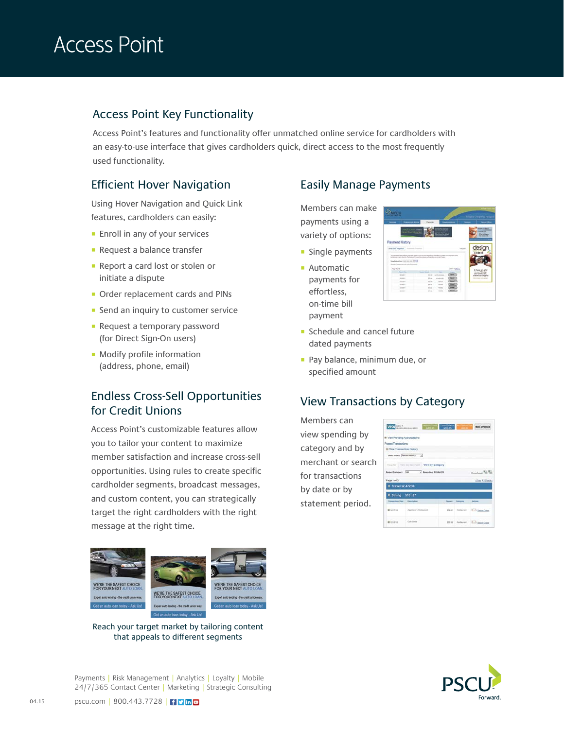# Access Point

## Access Point Key Functionality

Access Point's features and functionality offer unmatched online service for cardholders with an easy-to-use interface that gives cardholders quick, direct access to the most frequently used functionality.

### Efficient Hover Navigation

Using Hover Navigation and Quick Link features, cardholders can easily:

- Enroll in any of your services
- Request a balance transfer
- Report a card lost or stolen or initiate a dispute
- Order replacement cards and PINs
- Send an inquiry to customer service
- Request a temporary password (for Direct Sign-On users)
- Modify profile information (address, phone, email)

### Endless Cross-Sell Opportunities for Credit Unions

Access Point's customizable features allow you to tailor your content to maximize member satisfaction and increase cross-sell opportunities. Using rules to create specific cardholder segments, broadcast messages, and custom content, you can strategically target the right cardholders with the right message at the right time.

Reach your target market by tailoring content that appeals to different segments

### Easily Manage Payments

Members can make payments using a variety of options:

- Single payments
- Automatic payments for effortless, on-time bill payment
- Schedule and cancel future dated payments
- Pay balance, minimum due, or specified amount

### View Transactions by Category

Members can view spending by category and by merchant or search for transactions by date or by statement period.

Payments | Risk Management | Analytics | Loyalty | Mobile
24/7/365 Contact Center | Marketing | Strategic Consulting

04.15

pscu.com | 800.443.7728

PSCU Forward.